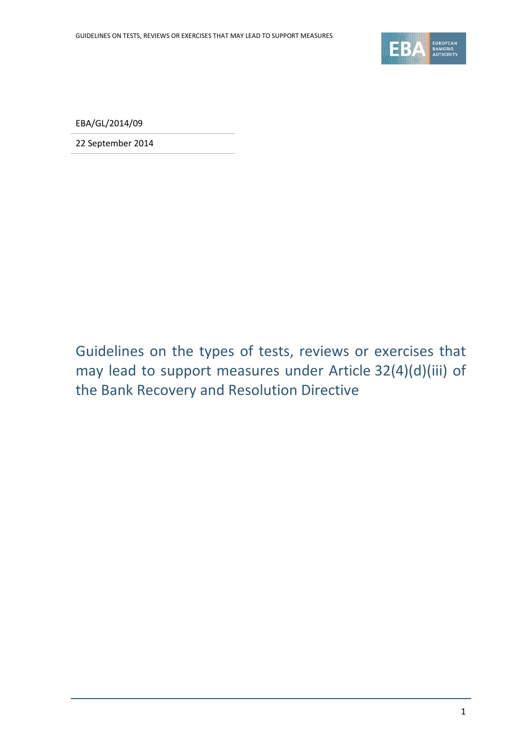EBA/GL/2014/09

22 September 2014

# Guidelines on the types of tests, reviews or exercises that may lead to support measures under Article 32(4)(d)(iii) of the Bank Recovery and Resolution Directive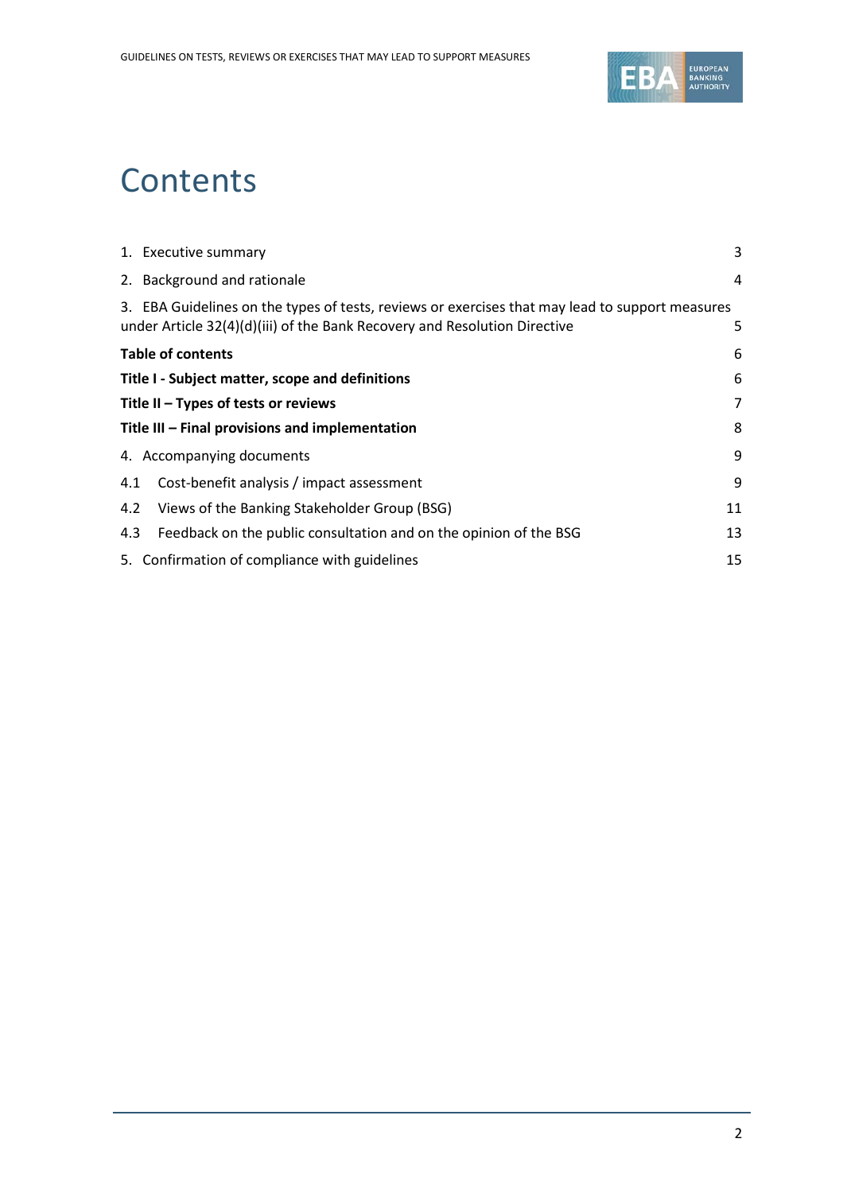# Contents

| | |
|---|---|
| 1. Executive summary | 3 |
| 2. Background and rationale | 4 |
| 3. EBA Guidelines on the types of tests, reviews or exercises that may lead to support measures under Article 32(4)(d)(iii) of the Bank Recovery and Resolution Directive | 5 |
| **Table of contents** | 6 |
| **Title I - Subject matter, scope and definitions** | 6 |
| **Title II – Types of tests or reviews** | 7 |
| **Title III – Final provisions and implementation** | 8 |
| 4. Accompanying documents | 9 |
| 4.1 Cost-benefit analysis / impact assessment | 9 |
| 4.2 Views of the Banking Stakeholder Group (BSG) | 11 |
| 4.3 Feedback on the public consultation and on the opinion of the BSG | 13 |
| 5. Confirmation of compliance with guidelines | 15 |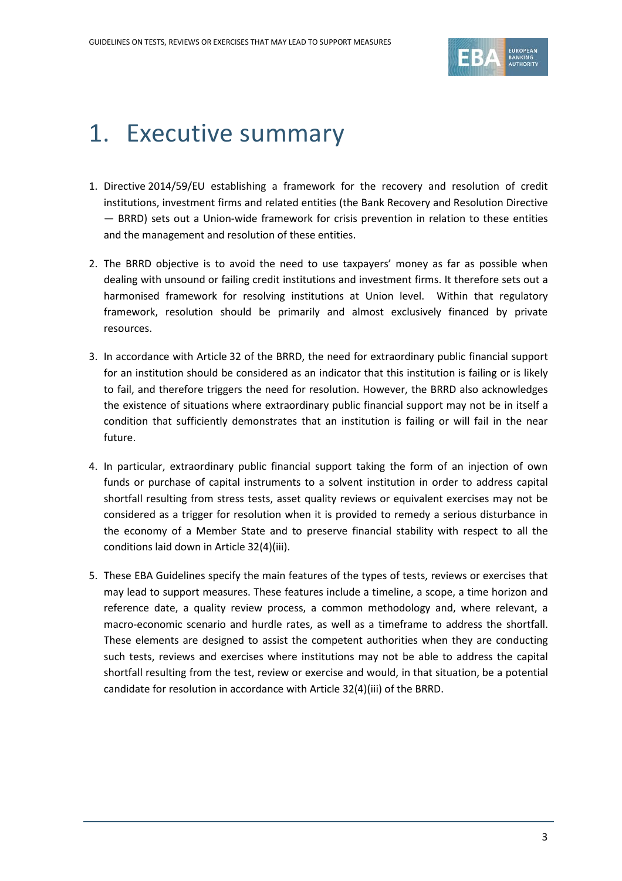# 1. Executive summary

1. Directive 2014/59/EU establishing a framework for the recovery and resolution of credit institutions, investment firms and related entities (the Bank Recovery and Resolution Directive — BRRD) sets out a Union-wide framework for crisis prevention in relation to these entities and the management and resolution of these entities.

2. The BRRD objective is to avoid the need to use taxpayers' money as far as possible when dealing with unsound or failing credit institutions and investment firms. It therefore sets out a harmonised framework for resolving institutions at Union level. Within that regulatory framework, resolution should be primarily and almost exclusively financed by private resources.

3. In accordance with Article 32 of the BRRD, the need for extraordinary public financial support for an institution should be considered as an indicator that this institution is failing or is likely to fail, and therefore triggers the need for resolution. However, the BRRD also acknowledges the existence of situations where extraordinary public financial support may not be in itself a condition that sufficiently demonstrates that an institution is failing or will fail in the near future.

4. In particular, extraordinary public financial support taking the form of an injection of own funds or purchase of capital instruments to a solvent institution in order to address capital shortfall resulting from stress tests, asset quality reviews or equivalent exercises may not be considered as a trigger for resolution when it is provided to remedy a serious disturbance in the economy of a Member State and to preserve financial stability with respect to all the conditions laid down in Article 32(4)(iii).

5. These EBA Guidelines specify the main features of the types of tests, reviews or exercises that may lead to support measures. These features include a timeline, a scope, a time horizon and reference date, a quality review process, a common methodology and, where relevant, a macro-economic scenario and hurdle rates, as well as a timeframe to address the shortfall. These elements are designed to assist the competent authorities when they are conducting such tests, reviews and exercises where institutions may not be able to address the capital shortfall resulting from the test, review or exercise and would, in that situation, be a potential candidate for resolution in accordance with Article 32(4)(iii) of the BRRD.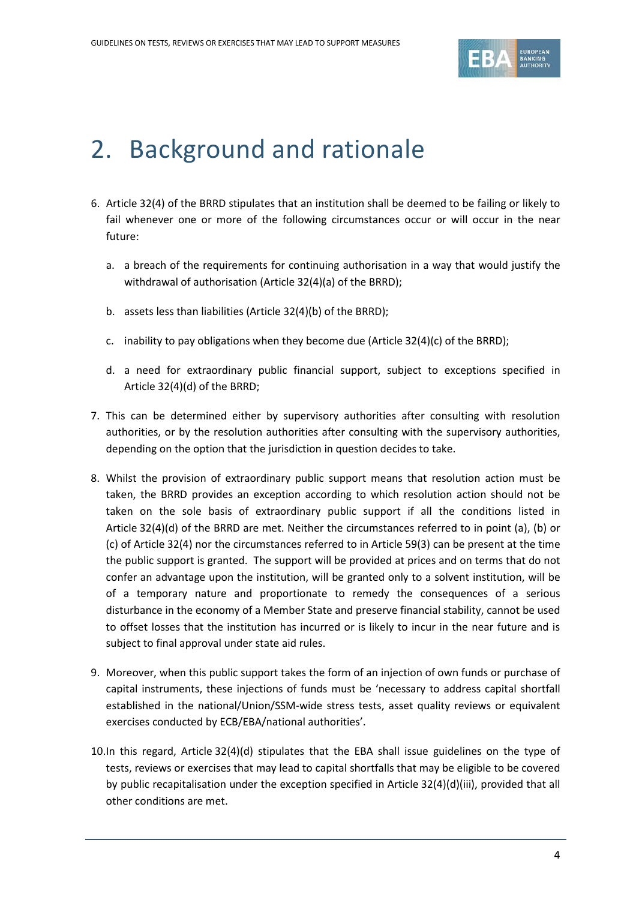# 2. Background and rationale

6. Article 32(4) of the BRRD stipulates that an institution shall be deemed to be failing or likely to fail whenever one or more of the following circumstances occur or will occur in the near future:

   a. a breach of the requirements for continuing authorisation in a way that would justify the withdrawal of authorisation (Article 32(4)(a) of the BRRD);

   b. assets less than liabilities (Article 32(4)(b) of the BRRD);

   c. inability to pay obligations when they become due (Article 32(4)(c) of the BRRD);

   d. a need for extraordinary public financial support, subject to exceptions specified in Article 32(4)(d) of the BRRD;

7. This can be determined either by supervisory authorities after consulting with resolution authorities, or by the resolution authorities after consulting with the supervisory authorities, depending on the option that the jurisdiction in question decides to take.

8. Whilst the provision of extraordinary public support means that resolution action must be taken, the BRRD provides an exception according to which resolution action should not be taken on the sole basis of extraordinary public support if all the conditions listed in Article 32(4)(d) of the BRRD are met. Neither the circumstances referred to in point (a), (b) or (c) of Article 32(4) nor the circumstances referred to in Article 59(3) can be present at the time the public support is granted. The support will be provided at prices and on terms that do not confer an advantage upon the institution, will be granted only to a solvent institution, will be of a temporary nature and proportionate to remedy the consequences of a serious disturbance in the economy of a Member State and preserve financial stability, cannot be used to offset losses that the institution has incurred or is likely to incur in the near future and is subject to final approval under state aid rules.

9. Moreover, when this public support takes the form of an injection of own funds or purchase of capital instruments, these injections of funds must be 'necessary to address capital shortfall established in the national/Union/SSM-wide stress tests, asset quality reviews or equivalent exercises conducted by ECB/EBA/national authorities'.

10. In this regard, Article 32(4)(d) stipulates that the EBA shall issue guidelines on the type of tests, reviews or exercises that may lead to capital shortfalls that may be eligible to be covered by public recapitalisation under the exception specified in Article 32(4)(d)(iii), provided that all other conditions are met.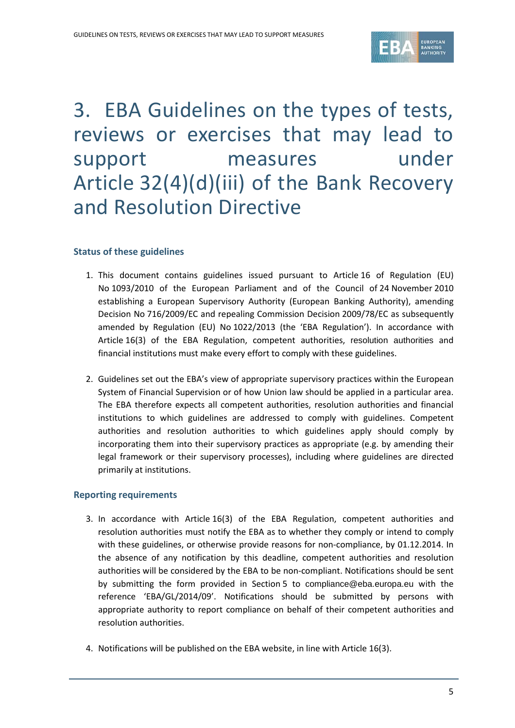# 3. EBA Guidelines on the types of tests, reviews or exercises that may lead to support measures under Article 32(4)(d)(iii) of the Bank Recovery and Resolution Directive

### Status of these guidelines

1. This document contains guidelines issued pursuant to Article 16 of Regulation (EU) No 1093/2010 of the European Parliament and of the Council of 24 November 2010 establishing a European Supervisory Authority (European Banking Authority), amending Decision No 716/2009/EC and repealing Commission Decision 2009/78/EC as subsequently amended by Regulation (EU) No 1022/2013 (the 'EBA Regulation'). In accordance with Article 16(3) of the EBA Regulation, competent authorities, resolution authorities and financial institutions must make every effort to comply with these guidelines.

2. Guidelines set out the EBA's view of appropriate supervisory practices within the European System of Financial Supervision or of how Union law should be applied in a particular area. The EBA therefore expects all competent authorities, resolution authorities and financial institutions to which guidelines are addressed to comply with guidelines. Competent authorities and resolution authorities to which guidelines apply should comply by incorporating them into their supervisory practices as appropriate (e.g. by amending their legal framework or their supervisory processes), including where guidelines are directed primarily at institutions.

### Reporting requirements

3. In accordance with Article 16(3) of the EBA Regulation, competent authorities and resolution authorities must notify the EBA as to whether they comply or intend to comply with these guidelines, or otherwise provide reasons for non-compliance, by 01.12.2014. In the absence of any notification by this deadline, competent authorities and resolution authorities will be considered by the EBA to be non-compliant. Notifications should be sent by submitting the form provided in Section 5 to compliance@eba.europa.eu with the reference 'EBA/GL/2014/09'. Notifications should be submitted by persons with appropriate authority to report compliance on behalf of their competent authorities and resolution authorities.

4. Notifications will be published on the EBA website, in line with Article 16(3).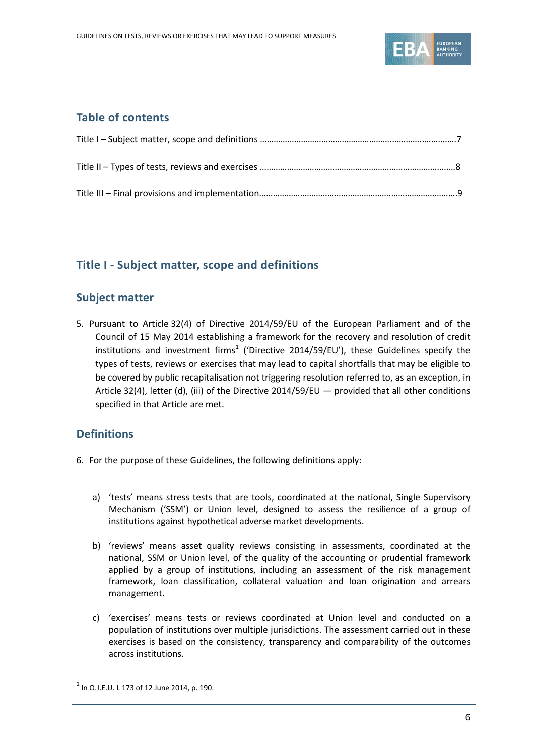## Table of contents

Title I – Subject matter, scope and definitions ……………………………………………………………………………7

Title II – Types of tests, reviews and exercises …………………………………………………………………………8

Title III – Final provisions and implementation……………………………………………………………………………9

## Title I - Subject matter, scope and definitions

### Subject matter

5. Pursuant to Article 32(4) of Directive 2014/59/EU of the European Parliament and of the Council of 15 May 2014 establishing a framework for the recovery and resolution of credit institutions and investment firms[1] ('Directive 2014/59/EU'), these Guidelines specify the types of tests, reviews or exercises that may lead to capital shortfalls that may be eligible to be covered by public recapitalisation not triggering resolution referred to, as an exception, in Article 32(4), letter (d), (iii) of the Directive 2014/59/EU — provided that all other conditions specified in that Article are met.

### Definitions

6. For the purpose of these Guidelines, the following definitions apply:

   a) 'tests' means stress tests that are tools, coordinated at the national, Single Supervisory Mechanism ('SSM') or Union level, designed to assess the resilience of a group of institutions against hypothetical adverse market developments.

   b) 'reviews' means asset quality reviews consisting in assessments, coordinated at the national, SSM or Union level, of the quality of the accounting or prudential framework applied by a group of institutions, including an assessment of the risk management framework, loan classification, collateral valuation and loan origination and arrears management.

   c) 'exercises' means tests or reviews coordinated at Union level and conducted on a population of institutions over multiple jurisdictions. The assessment carried out in these exercises is based on the consistency, transparency and comparability of the outcomes across institutions.

[1] In O.J.E.U. L 173 of 12 June 2014, p. 190.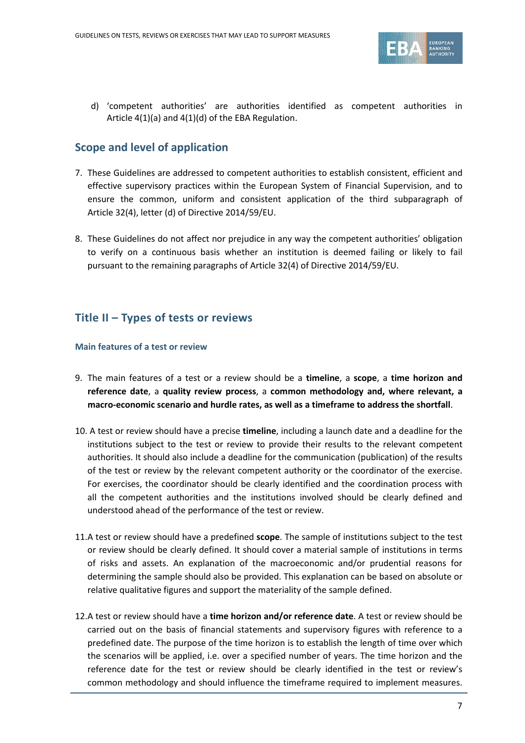d) 'competent authorities' are authorities identified as competent authorities in Article 4(1)(a) and 4(1)(d) of the EBA Regulation.

## Scope and level of application

7. These Guidelines are addressed to competent authorities to establish consistent, efficient and effective supervisory practices within the European System of Financial Supervision, and to ensure the common, uniform and consistent application of the third subparagraph of Article 32(4), letter (d) of Directive 2014/59/EU.

8. These Guidelines do not affect nor prejudice in any way the competent authorities' obligation to verify on a continuous basis whether an institution is deemed failing or likely to fail pursuant to the remaining paragraphs of Article 32(4) of Directive 2014/59/EU.

## Title II – Types of tests or reviews

### Main features of a test or review

9. The main features of a test or a review should be a **timeline**, a **scope**, a **time horizon and reference date**, a **quality review process**, a **common methodology and, where relevant, a macro-economic scenario and hurdle rates, as well as a timeframe to address the shortfall**.

10. A test or review should have a precise **timeline**, including a launch date and a deadline for the institutions subject to the test or review to provide their results to the relevant competent authorities. It should also include a deadline for the communication (publication) of the results of the test or review by the relevant competent authority or the coordinator of the exercise. For exercises, the coordinator should be clearly identified and the coordination process with all the competent authorities and the institutions involved should be clearly defined and understood ahead of the performance of the test or review.

11. A test or review should have a predefined **scope**. The sample of institutions subject to the test or review should be clearly defined. It should cover a material sample of institutions in terms of risks and assets. An explanation of the macroeconomic and/or prudential reasons for determining the sample should also be provided. This explanation can be based on absolute or relative qualitative figures and support the materiality of the sample defined.

12. A test or review should have a **time horizon and/or reference date**. A test or review should be carried out on the basis of financial statements and supervisory figures with reference to a predefined date. The purpose of the time horizon is to establish the length of time over which the scenarios will be applied, i.e. over a specified number of years. The time horizon and the reference date for the test or review should be clearly identified in the test or review's common methodology and should influence the timeframe required to implement measures.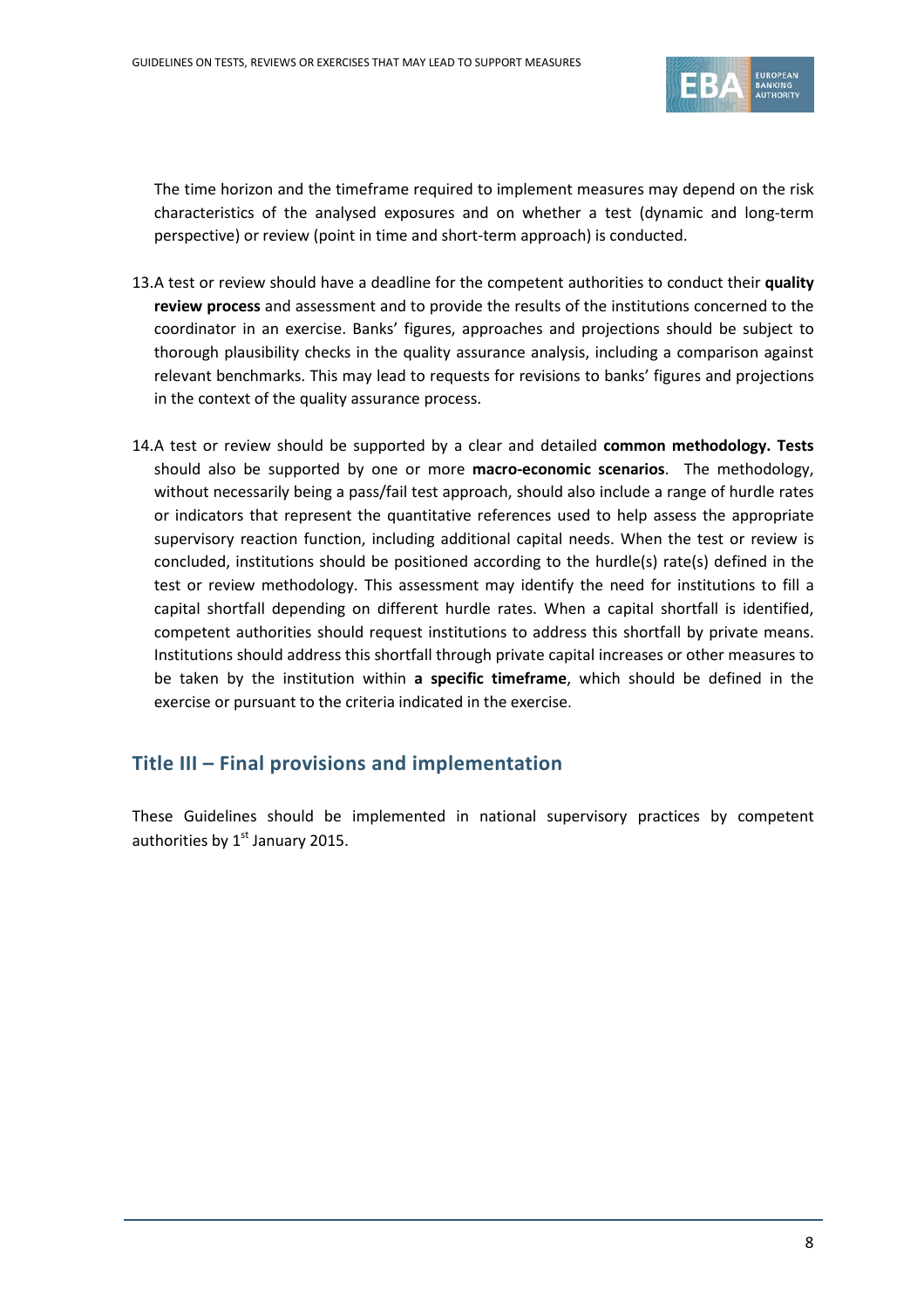The time horizon and the timeframe required to implement measures may depend on the risk characteristics of the analysed exposures and on whether a test (dynamic and long-term perspective) or review (point in time and short-term approach) is conducted.

13. A test or review should have a deadline for the competent authorities to conduct their **quality review process** and assessment and to provide the results of the institutions concerned to the coordinator in an exercise. Banks' figures, approaches and projections should be subject to thorough plausibility checks in the quality assurance analysis, including a comparison against relevant benchmarks. This may lead to requests for revisions to banks' figures and projections in the context of the quality assurance process.

14. A test or review should be supported by a clear and detailed **common methodology. Tests** should also be supported by one or more **macro-economic scenarios**. The methodology, without necessarily being a pass/fail test approach, should also include a range of hurdle rates or indicators that represent the quantitative references used to help assess the appropriate supervisory reaction function, including additional capital needs. When the test or review is concluded, institutions should be positioned according to the hurdle(s) rate(s) defined in the test or review methodology. This assessment may identify the need for institutions to fill a capital shortfall depending on different hurdle rates. When a capital shortfall is identified, competent authorities should request institutions to address this shortfall by private means. Institutions should address this shortfall through private capital increases or other measures to be taken by the institution within **a specific timeframe**, which should be defined in the exercise or pursuant to the criteria indicated in the exercise.

## Title III – Final provisions and implementation

These Guidelines should be implemented in national supervisory practices by competent authorities by 1st January 2015.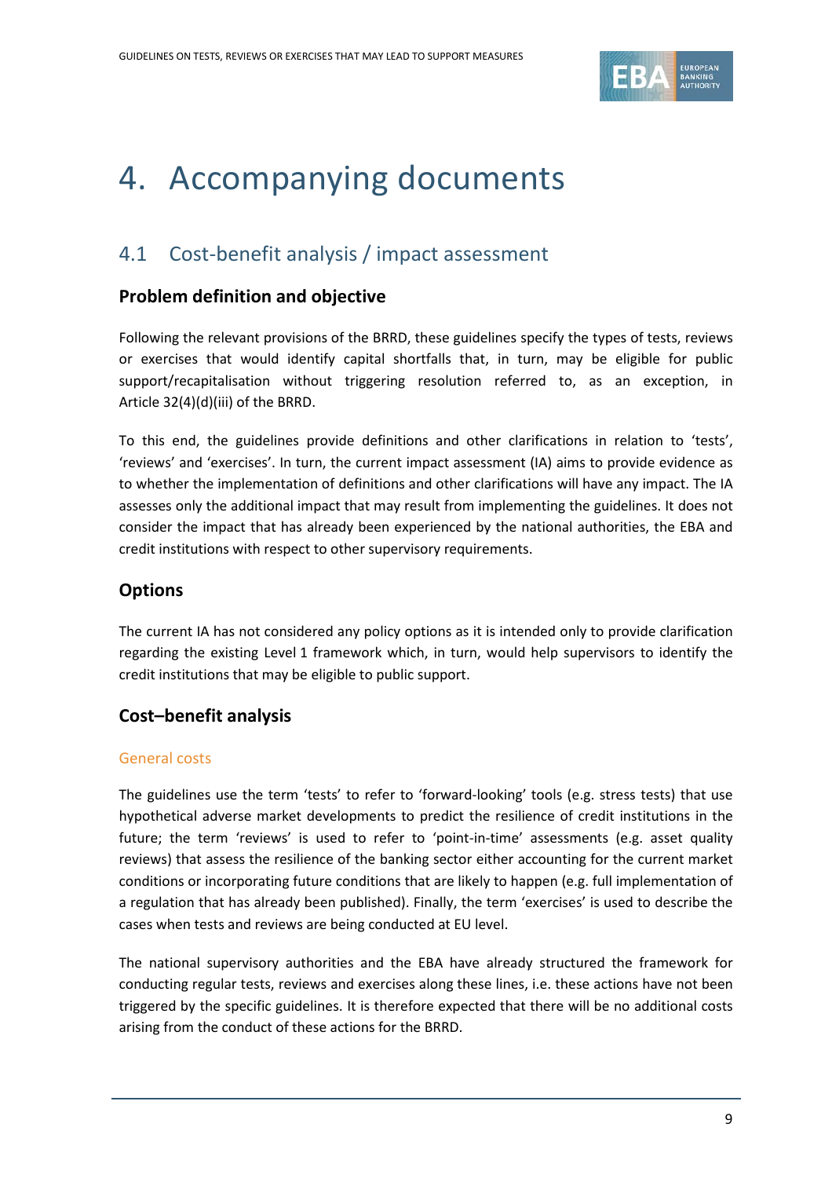# 4. Accompanying documents

## 4.1 Cost-benefit analysis / impact assessment

### Problem definition and objective

Following the relevant provisions of the BRRD, these guidelines specify the types of tests, reviews or exercises that would identify capital shortfalls that, in turn, may be eligible for public support/recapitalisation without triggering resolution referred to, as an exception, in Article 32(4)(d)(iii) of the BRRD.

To this end, the guidelines provide definitions and other clarifications in relation to 'tests', 'reviews' and 'exercises'. In turn, the current impact assessment (IA) aims to provide evidence as to whether the implementation of definitions and other clarifications will have any impact. The IA assesses only the additional impact that may result from implementing the guidelines. It does not consider the impact that has already been experienced by the national authorities, the EBA and credit institutions with respect to other supervisory requirements.

### Options

The current IA has not considered any policy options as it is intended only to provide clarification regarding the existing Level 1 framework which, in turn, would help supervisors to identify the credit institutions that may be eligible to public support.

### Cost–benefit analysis

#### General costs

The guidelines use the term 'tests' to refer to 'forward-looking' tools (e.g. stress tests) that use hypothetical adverse market developments to predict the resilience of credit institutions in the future; the term 'reviews' is used to refer to 'point-in-time' assessments (e.g. asset quality reviews) that assess the resilience of the banking sector either accounting for the current market conditions or incorporating future conditions that are likely to happen (e.g. full implementation of a regulation that has already been published). Finally, the term 'exercises' is used to describe the cases when tests and reviews are being conducted at EU level.

The national supervisory authorities and the EBA have already structured the framework for conducting regular tests, reviews and exercises along these lines, i.e. these actions have not been triggered by the specific guidelines. It is therefore expected that there will be no additional costs arising from the conduct of these actions for the BRRD.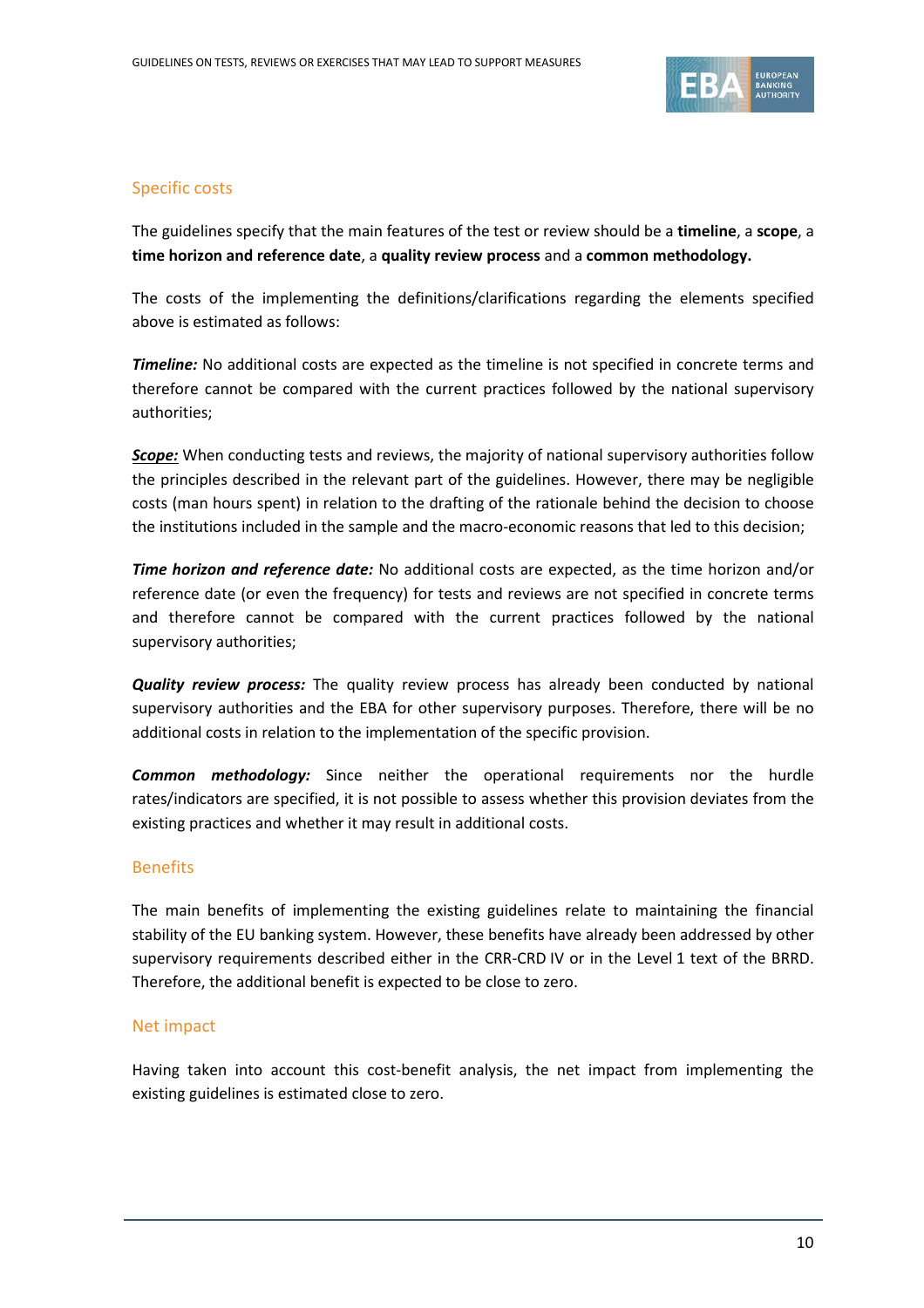### Specific costs

The guidelines specify that the main features of the test or review should be a **timeline**, a **scope**, a **time horizon and reference date**, a **quality review process** and a **common methodology.**

The costs of the implementing the definitions/clarifications regarding the elements specified above is estimated as follows:

***Timeline:*** No additional costs are expected as the timeline is not specified in concrete terms and therefore cannot be compared with the current practices followed by the national supervisory authorities;

***<u>Scope:</u>*** When conducting tests and reviews, the majority of national supervisory authorities follow the principles described in the relevant part of the guidelines. However, there may be negligible costs (man hours spent) in relation to the drafting of the rationale behind the decision to choose the institutions included in the sample and the macro-economic reasons that led to this decision;

***Time horizon and reference date:*** No additional costs are expected, as the time horizon and/or reference date (or even the frequency) for tests and reviews are not specified in concrete terms and therefore cannot be compared with the current practices followed by the national supervisory authorities;

***Quality review process:*** The quality review process has already been conducted by national supervisory authorities and the EBA for other supervisory purposes. Therefore, there will be no additional costs in relation to the implementation of the specific provision.

***Common methodology:*** Since neither the operational requirements nor the hurdle rates/indicators are specified, it is not possible to assess whether this provision deviates from the existing practices and whether it may result in additional costs.

### Benefits

The main benefits of implementing the existing guidelines relate to maintaining the financial stability of the EU banking system. However, these benefits have already been addressed by other supervisory requirements described either in the CRR-CRD IV or in the Level 1 text of the BRRD. Therefore, the additional benefit is expected to be close to zero.

### Net impact

Having taken into account this cost-benefit analysis, the net impact from implementing the existing guidelines is estimated close to zero.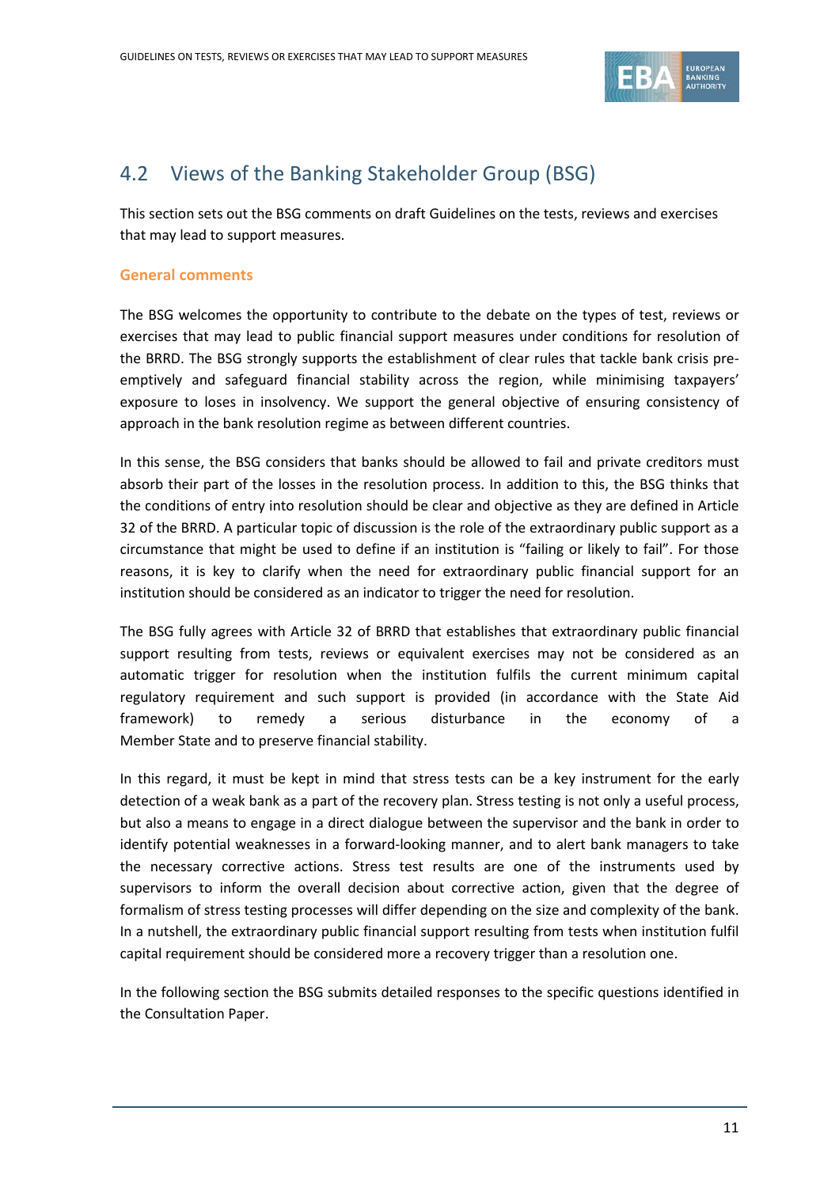## 4.2 Views of the Banking Stakeholder Group (BSG)

This section sets out the BSG comments on draft Guidelines on the tests, reviews and exercises that may lead to support measures.

### General comments

The BSG welcomes the opportunity to contribute to the debate on the types of test, reviews or exercises that may lead to public financial support measures under conditions for resolution of the BRRD. The BSG strongly supports the establishment of clear rules that tackle bank crisis pre-emptively and safeguard financial stability across the region, while minimising taxpayers' exposure to loses in insolvency. We support the general objective of ensuring consistency of approach in the bank resolution regime as between different countries.

In this sense, the BSG considers that banks should be allowed to fail and private creditors must absorb their part of the losses in the resolution process. In addition to this, the BSG thinks that the conditions of entry into resolution should be clear and objective as they are defined in Article 32 of the BRRD. A particular topic of discussion is the role of the extraordinary public support as a circumstance that might be used to define if an institution is "failing or likely to fail". For those reasons, it is key to clarify when the need for extraordinary public financial support for an institution should be considered as an indicator to trigger the need for resolution.

The BSG fully agrees with Article 32 of BRRD that establishes that extraordinary public financial support resulting from tests, reviews or equivalent exercises may not be considered as an automatic trigger for resolution when the institution fulfils the current minimum capital regulatory requirement and such support is provided (in accordance with the State Aid framework) to remedy a serious disturbance in the economy of a Member State and to preserve financial stability.

In this regard, it must be kept in mind that stress tests can be a key instrument for the early detection of a weak bank as a part of the recovery plan. Stress testing is not only a useful process, but also a means to engage in a direct dialogue between the supervisor and the bank in order to identify potential weaknesses in a forward-looking manner, and to alert bank managers to take the necessary corrective actions. Stress test results are one of the instruments used by supervisors to inform the overall decision about corrective action, given that the degree of formalism of stress testing processes will differ depending on the size and complexity of the bank. In a nutshell, the extraordinary public financial support resulting from tests when institution fulfil capital requirement should be considered more a recovery trigger than a resolution one.

In the following section the BSG submits detailed responses to the specific questions identified in the Consultation Paper.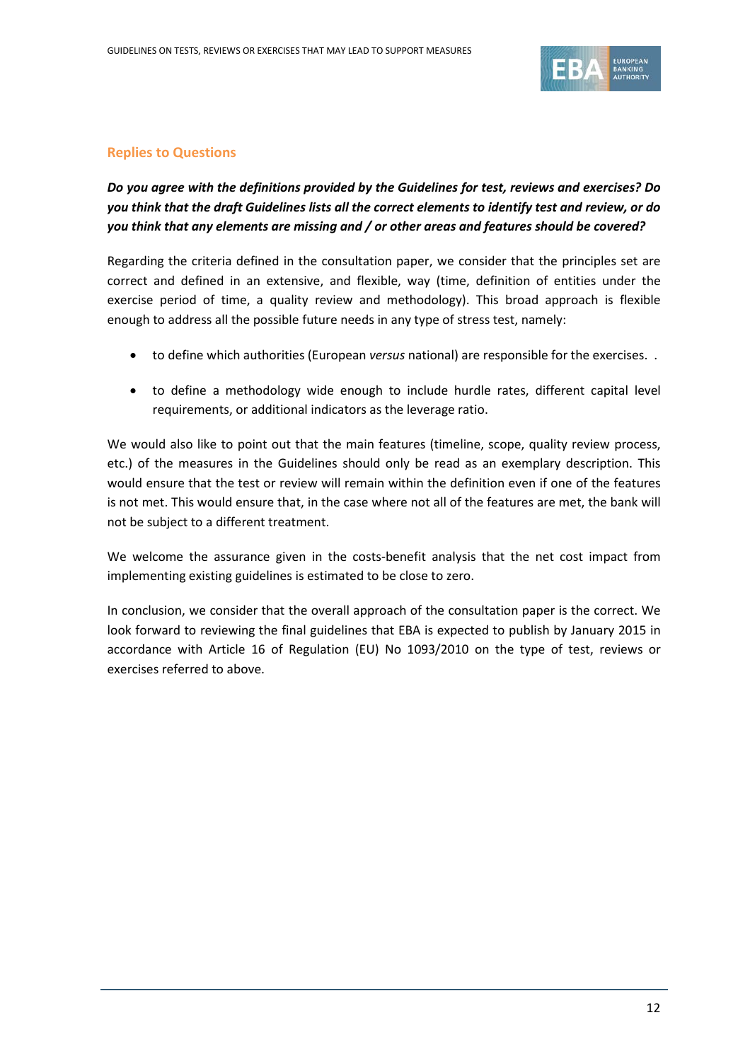## Replies to Questions

***Do you agree with the definitions provided by the Guidelines for test, reviews and exercises? Do you think that the draft Guidelines lists all the correct elements to identify test and review, or do you think that any elements are missing and / or other areas and features should be covered?***

Regarding the criteria defined in the consultation paper, we consider that the principles set are correct and defined in an extensive, and flexible, way (time, definition of entities under the exercise period of time, a quality review and methodology). This broad approach is flexible enough to address all the possible future needs in any type of stress test, namely:

- to define which authorities (European *versus* national) are responsible for the exercises. .
- to define a methodology wide enough to include hurdle rates, different capital level requirements, or additional indicators as the leverage ratio.

We would also like to point out that the main features (timeline, scope, quality review process, etc.) of the measures in the Guidelines should only be read as an exemplary description. This would ensure that the test or review will remain within the definition even if one of the features is not met. This would ensure that, in the case where not all of the features are met, the bank will not be subject to a different treatment.

We welcome the assurance given in the costs-benefit analysis that the net cost impact from implementing existing guidelines is estimated to be close to zero.

In conclusion, we consider that the overall approach of the consultation paper is the correct. We look forward to reviewing the final guidelines that EBA is expected to publish by January 2015 in accordance with Article 16 of Regulation (EU) No 1093/2010 on the type of test, reviews or exercises referred to above.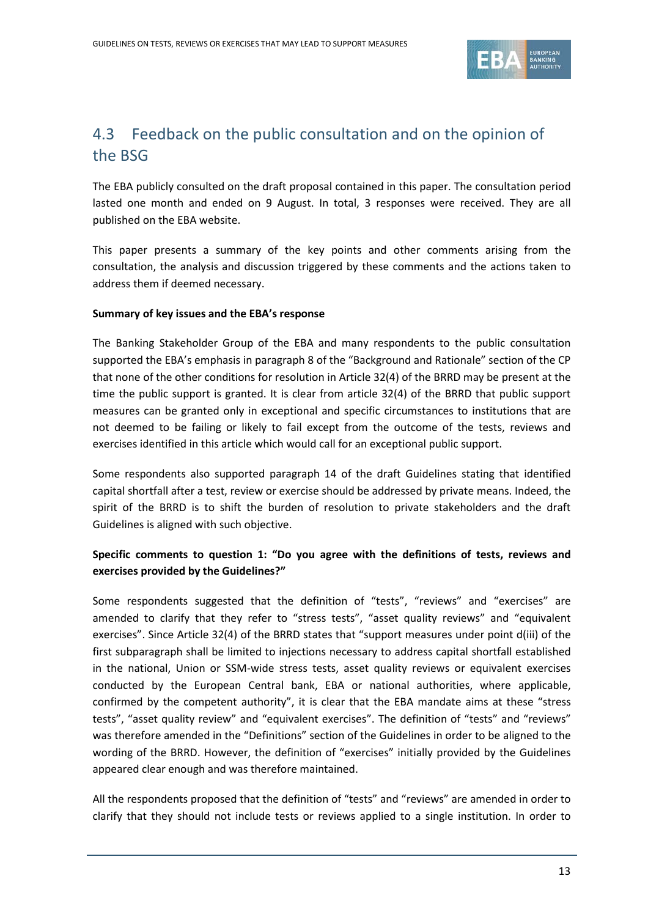## 4.3 Feedback on the public consultation and on the opinion of the BSG

The EBA publicly consulted on the draft proposal contained in this paper. The consultation period lasted one month and ended on 9 August. In total, 3 responses were received. They are all published on the EBA website.

This paper presents a summary of the key points and other comments arising from the consultation, the analysis and discussion triggered by these comments and the actions taken to address them if deemed necessary.

**Summary of key issues and the EBA's response**

The Banking Stakeholder Group of the EBA and many respondents to the public consultation supported the EBA's emphasis in paragraph 8 of the "Background and Rationale" section of the CP that none of the other conditions for resolution in Article 32(4) of the BRRD may be present at the time the public support is granted. It is clear from article 32(4) of the BRRD that public support measures can be granted only in exceptional and specific circumstances to institutions that are not deemed to be failing or likely to fail except from the outcome of the tests, reviews and exercises identified in this article which would call for an exceptional public support.

Some respondents also supported paragraph 14 of the draft Guidelines stating that identified capital shortfall after a test, review or exercise should be addressed by private means. Indeed, the spirit of the BRRD is to shift the burden of resolution to private stakeholders and the draft Guidelines is aligned with such objective.

**Specific comments to question 1: "Do you agree with the definitions of tests, reviews and exercises provided by the Guidelines?"**

Some respondents suggested that the definition of "tests", "reviews" and "exercises" are amended to clarify that they refer to "stress tests", "asset quality reviews" and "equivalent exercises". Since Article 32(4) of the BRRD states that "support measures under point d(iii) of the first subparagraph shall be limited to injections necessary to address capital shortfall established in the national, Union or SSM-wide stress tests, asset quality reviews or equivalent exercises conducted by the European Central bank, EBA or national authorities, where applicable, confirmed by the competent authority", it is clear that the EBA mandate aims at these "stress tests", "asset quality review" and "equivalent exercises". The definition of "tests" and "reviews" was therefore amended in the "Definitions" section of the Guidelines in order to be aligned to the wording of the BRRD. However, the definition of "exercises" initially provided by the Guidelines appeared clear enough and was therefore maintained.

All the respondents proposed that the definition of "tests" and "reviews" are amended in order to clarify that they should not include tests or reviews applied to a single institution. In order to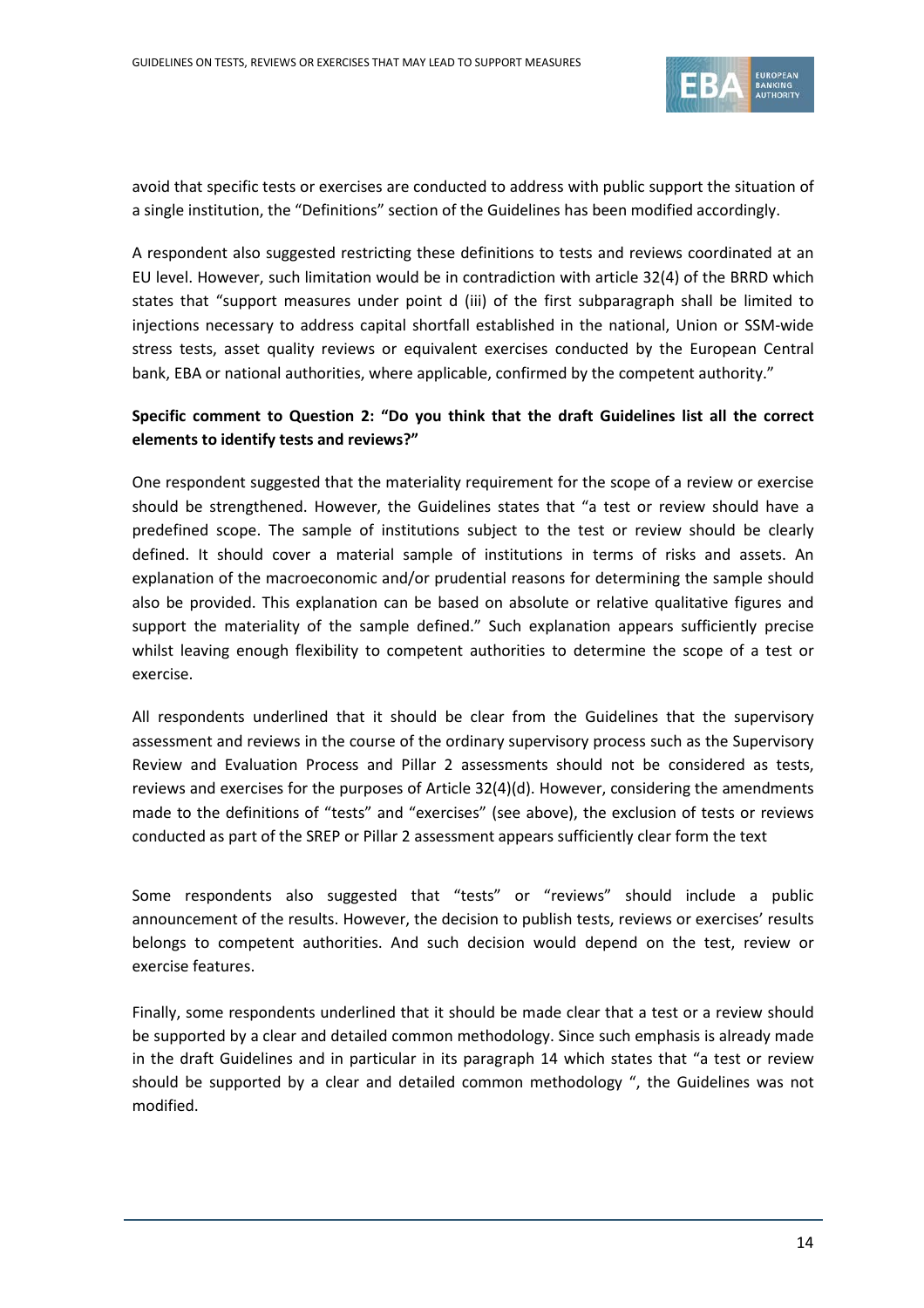avoid that specific tests or exercises are conducted to address with public support the situation of a single institution, the "Definitions" section of the Guidelines has been modified accordingly.

A respondent also suggested restricting these definitions to tests and reviews coordinated at an EU level. However, such limitation would be in contradiction with article 32(4) of the BRRD which states that "support measures under point d (iii) of the first subparagraph shall be limited to injections necessary to address capital shortfall established in the national, Union or SSM-wide stress tests, asset quality reviews or equivalent exercises conducted by the European Central bank, EBA or national authorities, where applicable, confirmed by the competent authority."

**Specific comment to Question 2: "Do you think that the draft Guidelines list all the correct elements to identify tests and reviews?"**

One respondent suggested that the materiality requirement for the scope of a review or exercise should be strengthened. However, the Guidelines states that "a test or review should have a predefined scope. The sample of institutions subject to the test or review should be clearly defined. It should cover a material sample of institutions in terms of risks and assets. An explanation of the macroeconomic and/or prudential reasons for determining the sample should also be provided. This explanation can be based on absolute or relative qualitative figures and support the materiality of the sample defined." Such explanation appears sufficiently precise whilst leaving enough flexibility to competent authorities to determine the scope of a test or exercise.

All respondents underlined that it should be clear from the Guidelines that the supervisory assessment and reviews in the course of the ordinary supervisory process such as the Supervisory Review and Evaluation Process and Pillar 2 assessments should not be considered as tests, reviews and exercises for the purposes of Article 32(4)(d). However, considering the amendments made to the definitions of "tests" and "exercises" (see above), the exclusion of tests or reviews conducted as part of the SREP or Pillar 2 assessment appears sufficiently clear form the text

Some respondents also suggested that "tests" or "reviews" should include a public announcement of the results. However, the decision to publish tests, reviews or exercises' results belongs to competent authorities. And such decision would depend on the test, review or exercise features.

Finally, some respondents underlined that it should be made clear that a test or a review should be supported by a clear and detailed common methodology. Since such emphasis is already made in the draft Guidelines and in particular in its paragraph 14 which states that "a test or review should be supported by a clear and detailed common methodology ", the Guidelines was not modified.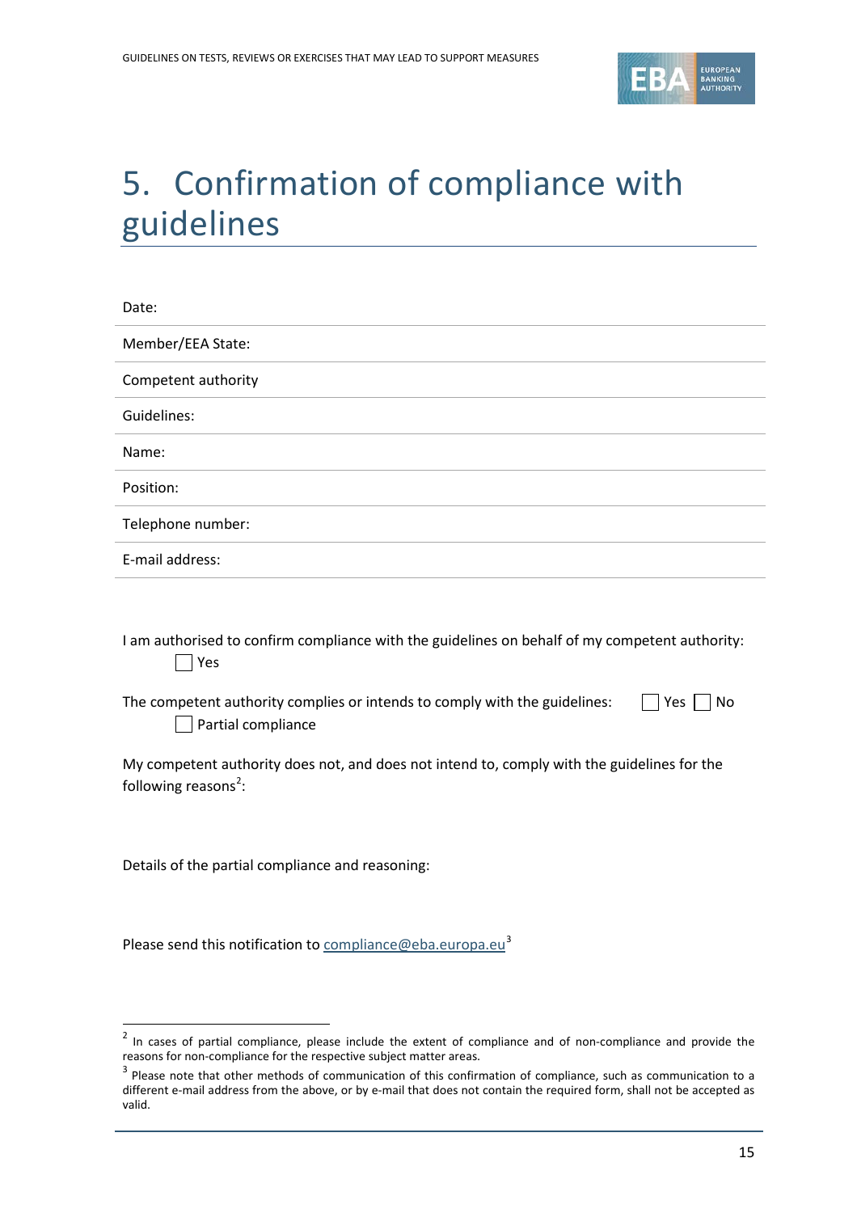# 5. Confirmation of compliance with guidelines

Date:

Member/EEA State:

Competent authority

Guidelines:

Name:

Position:

Telephone number:

E-mail address:

I am authorised to confirm compliance with the guidelines on behalf of my competent authority:

☐ Yes

The competent authority complies or intends to comply with the guidelines: ☐ Yes ☐ No

☐ Partial compliance

My competent authority does not, and does not intend to, comply with the guidelines for the following reasons[2]:

Details of the partial compliance and reasoning:

Please send this notification to compliance@eba.europa.eu[3]

[2] In cases of partial compliance, please include the extent of compliance and of non-compliance and provide the reasons for non-compliance for the respective subject matter areas.

[3] Please note that other methods of communication of this confirmation of compliance, such as communication to a different e-mail address from the above, or by e-mail that does not contain the required form, shall not be accepted as valid.